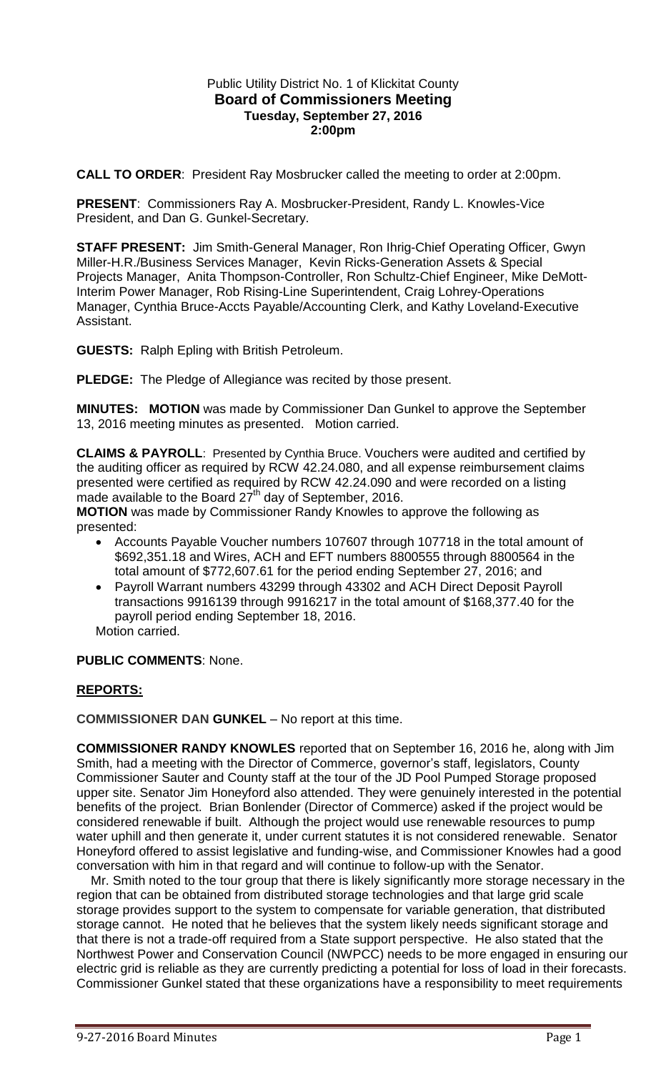Public Utility District No. 1 of Klickitat County
**Board of Commissioners Meeting**
**Tuesday, September 27, 2016**
**2:00pm**

**CALL TO ORDER**: President Ray Mosbrucker called the meeting to order at 2:00pm.

**PRESENT**: Commissioners Ray A. Mosbrucker-President, Randy L. Knowles-Vice President, and Dan G. Gunkel-Secretary.

**STAFF PRESENT:** Jim Smith-General Manager, Ron Ihrig-Chief Operating Officer, Gwyn Miller-H.R./Business Services Manager, Kevin Ricks-Generation Assets & Special Projects Manager, Anita Thompson-Controller, Ron Schultz-Chief Engineer, Mike DeMott-Interim Power Manager, Rob Rising-Line Superintendent, Craig Lohrey-Operations Manager, Cynthia Bruce-Accts Payable/Accounting Clerk, and Kathy Loveland-Executive Assistant.

**GUESTS:** Ralph Epling with British Petroleum.

**PLEDGE:** The Pledge of Allegiance was recited by those present.

**MINUTES: MOTION** was made by Commissioner Dan Gunkel to approve the September 13, 2016 meeting minutes as presented. Motion carried.

**CLAIMS & PAYROLL**: Presented by Cynthia Bruce. Vouchers were audited and certified by the auditing officer as required by RCW 42.24.080, and all expense reimbursement claims presented were certified as required by RCW 42.24.090 and were recorded on a listing made available to the Board 27th day of September, 2016.

**MOTION** was made by Commissioner Randy Knowles to approve the following as presented:

- Accounts Payable Voucher numbers 107607 through 107718 in the total amount of $692,351.18 and Wires, ACH and EFT numbers 8800555 through 8800564 in the total amount of $772,607.61 for the period ending September 27, 2016; and
- Payroll Warrant numbers 43299 through 43302 and ACH Direct Deposit Payroll transactions 9916139 through 9916217 in the total amount of $168,377.40 for the payroll period ending September 18, 2016.

Motion carried.

**PUBLIC COMMENTS**: None.

## **REPORTS:**

**COMMISSIONER DAN GUNKEL** – No report at this time.

**COMMISSIONER RANDY KNOWLES** reported that on September 16, 2016 he, along with Jim Smith, had a meeting with the Director of Commerce, governor's staff, legislators, County Commissioner Sauter and County staff at the tour of the JD Pool Pumped Storage proposed upper site. Senator Jim Honeyford also attended. They were genuinely interested in the potential benefits of the project. Brian Bonlender (Director of Commerce) asked if the project would be considered renewable if built. Although the project would use renewable resources to pump water uphill and then generate it, under current statutes it is not considered renewable. Senator Honeyford offered to assist legislative and funding-wise, and Commissioner Knowles had a good conversation with him in that regard and will continue to follow-up with the Senator.

Mr. Smith noted to the tour group that there is likely significantly more storage necessary in the region that can be obtained from distributed storage technologies and that large grid scale storage provides support to the system to compensate for variable generation, that distributed storage cannot. He noted that he believes that the system likely needs significant storage and that there is not a trade-off required from a State support perspective. He also stated that the Northwest Power and Conservation Council (NWPCC) needs to be more engaged in ensuring our electric grid is reliable as they are currently predicting a potential for loss of load in their forecasts. Commissioner Gunkel stated that these organizations have a responsibility to meet requirements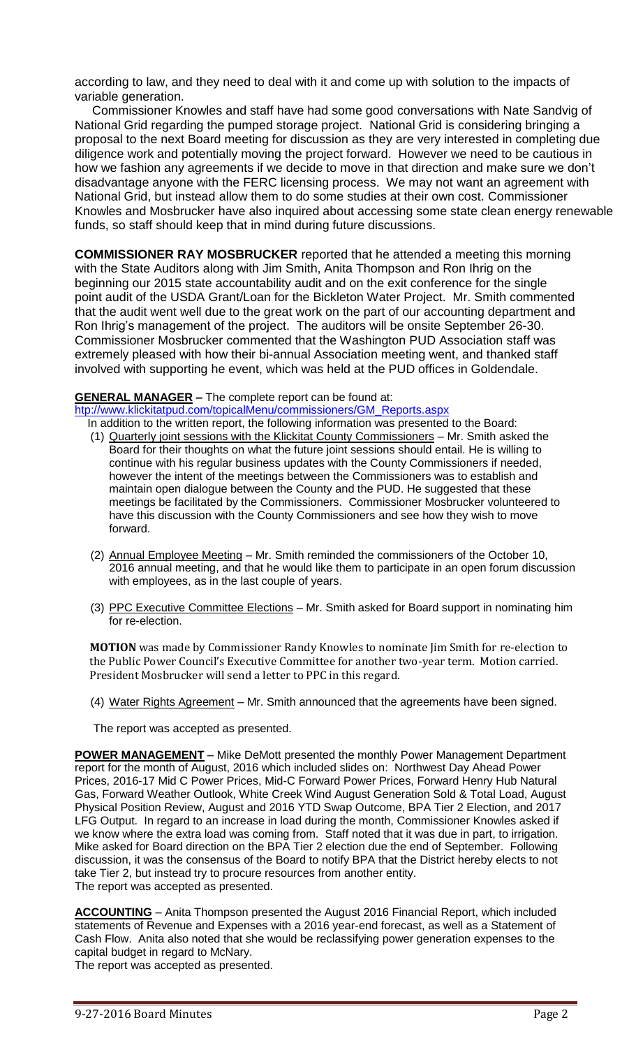according to law, and they need to deal with it and come up with solution to the impacts of variable generation.

Commissioner Knowles and staff have had some good conversations with Nate Sandvig of National Grid regarding the pumped storage project. National Grid is considering bringing a proposal to the next Board meeting for discussion as they are very interested in completing due diligence work and potentially moving the project forward. However we need to be cautious in how we fashion any agreements if we decide to move in that direction and make sure we don't disadvantage anyone with the FERC licensing process. We may not want an agreement with National Grid, but instead allow them to do some studies at their own cost. Commissioner Knowles and Mosbrucker have also inquired about accessing some state clean energy renewable funds, so staff should keep that in mind during future discussions.

**COMMISSIONER RAY MOSBRUCKER** reported that he attended a meeting this morning with the State Auditors along with Jim Smith, Anita Thompson and Ron Ihrig on the beginning our 2015 state accountability audit and on the exit conference for the single point audit of the USDA Grant/Loan for the Bickleton Water Project. Mr. Smith commented that the audit went well due to the great work on the part of our accounting department and Ron Ihrig's management of the project. The auditors will be onsite September 26-30. Commissioner Mosbrucker commented that the Washington PUD Association staff was extremely pleased with how their bi-annual Association meeting went, and thanked staff involved with supporting he event, which was held at the PUD offices in Goldendale.

**GENERAL MANAGER –** The complete report can be found at: htp://www.klickitatpud.com/topicalMenu/commissioners/GM_Reports.aspx

In addition to the written report, the following information was presented to the Board:

1. Quarterly joint sessions with the Klickitat County Commissioners – Mr. Smith asked the Board for their thoughts on what the future joint sessions should entail. He is willing to continue with his regular business updates with the County Commissioners if needed, however the intent of the meetings between the Commissioners was to establish and maintain open dialogue between the County and the PUD. He suggested that these meetings be facilitated by the Commissioners. Commissioner Mosbrucker volunteered to have this discussion with the County Commissioners and see how they wish to move forward.

2. Annual Employee Meeting – Mr. Smith reminded the commissioners of the October 10, 2016 annual meeting, and that he would like them to participate in an open forum discussion with employees, as in the last couple of years.

3. PPC Executive Committee Elections – Mr. Smith asked for Board support in nominating him for re-election.

**MOTION** was made by Commissioner Randy Knowles to nominate Jim Smith for re-election to the Public Power Council's Executive Committee for another two-year term. Motion carried. President Mosbrucker will send a letter to PPC in this regard.

4. Water Rights Agreement – Mr. Smith announced that the agreements have been signed.

The report was accepted as presented.

**POWER MANAGEMENT** – Mike DeMott presented the monthly Power Management Department report for the month of August, 2016 which included slides on: Northwest Day Ahead Power Prices, 2016-17 Mid C Power Prices, Mid-C Forward Power Prices, Forward Henry Hub Natural Gas, Forward Weather Outlook, White Creek Wind August Generation Sold & Total Load, August Physical Position Review, August and 2016 YTD Swap Outcome, BPA Tier 2 Election, and 2017 LFG Output. In regard to an increase in load during the month, Commissioner Knowles asked if we know where the extra load was coming from. Staff noted that it was due in part, to irrigation. Mike asked for Board direction on the BPA Tier 2 election due the end of September. Following discussion, it was the consensus of the Board to notify BPA that the District hereby elects to not take Tier 2, but instead try to procure resources from another entity.
The report was accepted as presented.

**ACCOUNTING** – Anita Thompson presented the August 2016 Financial Report, which included statements of Revenue and Expenses with a 2016 year-end forecast, as well as a Statement of Cash Flow. Anita also noted that she would be reclassifying power generation expenses to the capital budget in regard to McNary.
The report was accepted as presented.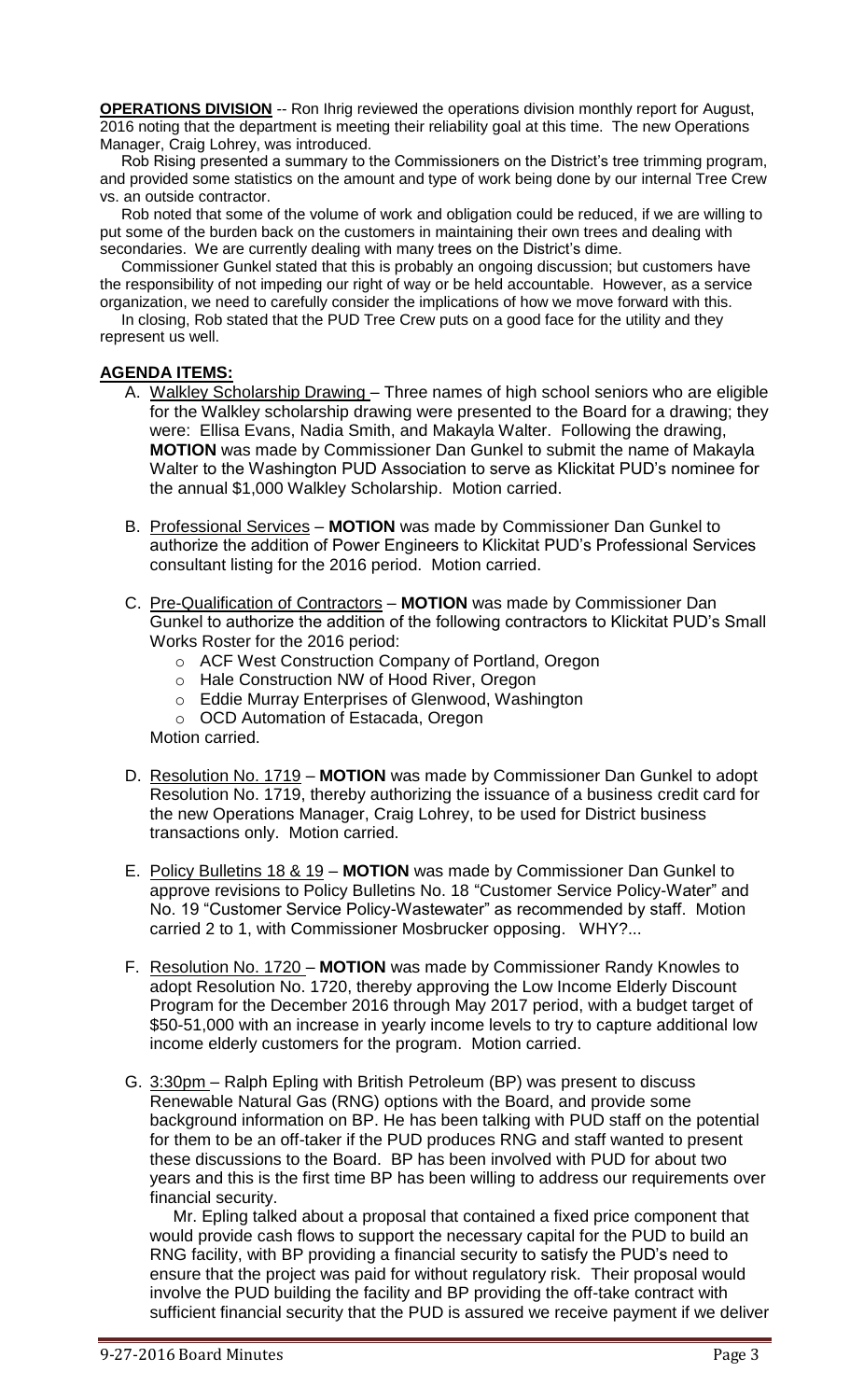**OPERATIONS DIVISION** -- Ron Ihrig reviewed the operations division monthly report for August, 2016 noting that the department is meeting their reliability goal at this time. The new Operations Manager, Craig Lohrey, was introduced.

Rob Rising presented a summary to the Commissioners on the District's tree trimming program, and provided some statistics on the amount and type of work being done by our internal Tree Crew vs. an outside contractor.

Rob noted that some of the volume of work and obligation could be reduced, if we are willing to put some of the burden back on the customers in maintaining their own trees and dealing with secondaries. We are currently dealing with many trees on the District's dime.

Commissioner Gunkel stated that this is probably an ongoing discussion; but customers have the responsibility of not impeding our right of way or be held accountable. However, as a service organization, we need to carefully consider the implications of how we move forward with this.

In closing, Rob stated that the PUD Tree Crew puts on a good face for the utility and they represent us well.

**AGENDA ITEMS:**

A. Walkley Scholarship Drawing – Three names of high school seniors who are eligible for the Walkley scholarship drawing were presented to the Board for a drawing; they were: Ellisa Evans, Nadia Smith, and Makayla Walter. Following the drawing, **MOTION** was made by Commissioner Dan Gunkel to submit the name of Makayla Walter to the Washington PUD Association to serve as Klickitat PUD's nominee for the annual $1,000 Walkley Scholarship. Motion carried.

B. Professional Services – **MOTION** was made by Commissioner Dan Gunkel to authorize the addition of Power Engineers to Klickitat PUD's Professional Services consultant listing for the 2016 period. Motion carried.

C. Pre-Qualification of Contractors – **MOTION** was made by Commissioner Dan Gunkel to authorize the addition of the following contractors to Klickitat PUD's Small Works Roster for the 2016 period:
   - ACF West Construction Company of Portland, Oregon
   - Hale Construction NW of Hood River, Oregon
   - Eddie Murray Enterprises of Glenwood, Washington
   - OCD Automation of Estacada, Oregon

   Motion carried.

D. Resolution No. 1719 – **MOTION** was made by Commissioner Dan Gunkel to adopt Resolution No. 1719, thereby authorizing the issuance of a business credit card for the new Operations Manager, Craig Lohrey, to be used for District business transactions only. Motion carried.

E. Policy Bulletins 18 & 19 – **MOTION** was made by Commissioner Dan Gunkel to approve revisions to Policy Bulletins No. 18 "Customer Service Policy-Water" and No. 19 "Customer Service Policy-Wastewater" as recommended by staff. Motion carried 2 to 1, with Commissioner Mosbrucker opposing. WHY?...

F. Resolution No. 1720 – **MOTION** was made by Commissioner Randy Knowles to adopt Resolution No. 1720, thereby approving the Low Income Elderly Discount Program for the December 2016 through May 2017 period, with a budget target of $50-51,000 with an increase in yearly income levels to try to capture additional low income elderly customers for the program. Motion carried.

G. 3:30pm – Ralph Epling with British Petroleum (BP) was present to discuss Renewable Natural Gas (RNG) options with the Board, and provide some background information on BP. He has been talking with PUD staff on the potential for them to be an off-taker if the PUD produces RNG and staff wanted to present these discussions to the Board. BP has been involved with PUD for about two years and this is the first time BP has been willing to address our requirements over financial security.

   Mr. Epling talked about a proposal that contained a fixed price component that would provide cash flows to support the necessary capital for the PUD to build an RNG facility, with BP providing a financial security to satisfy the PUD's need to ensure that the project was paid for without regulatory risk. Their proposal would involve the PUD building the facility and BP providing the off-take contract with sufficient financial security that the PUD is assured we receive payment if we deliver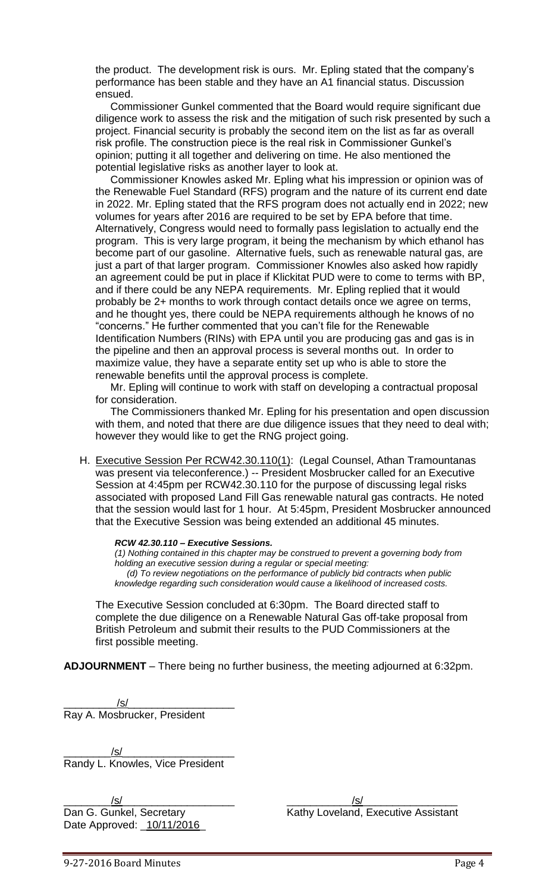the product. The development risk is ours. Mr. Epling stated that the company's performance has been stable and they have an A1 financial status. Discussion ensued.

Commissioner Gunkel commented that the Board would require significant due diligence work to assess the risk and the mitigation of such risk presented by such a project. Financial security is probably the second item on the list as far as overall risk profile. The construction piece is the real risk in Commissioner Gunkel's opinion; putting it all together and delivering on time. He also mentioned the potential legislative risks as another layer to look at.

Commissioner Knowles asked Mr. Epling what his impression or opinion was of the Renewable Fuel Standard (RFS) program and the nature of its current end date in 2022. Mr. Epling stated that the RFS program does not actually end in 2022; new volumes for years after 2016 are required to be set by EPA before that time. Alternatively, Congress would need to formally pass legislation to actually end the program. This is very large program, it being the mechanism by which ethanol has become part of our gasoline. Alternative fuels, such as renewable natural gas, are just a part of that larger program. Commissioner Knowles also asked how rapidly an agreement could be put in place if Klickitat PUD were to come to terms with BP, and if there could be any NEPA requirements. Mr. Epling replied that it would probably be 2+ months to work through contact details once we agree on terms, and he thought yes, there could be NEPA requirements although he knows of no "concerns." He further commented that you can't file for the Renewable Identification Numbers (RINs) with EPA until you are producing gas and gas is in the pipeline and then an approval process is several months out. In order to maximize value, they have a separate entity set up who is able to store the renewable benefits until the approval process is complete.

Mr. Epling will continue to work with staff on developing a contractual proposal for consideration.

The Commissioners thanked Mr. Epling for his presentation and open discussion with them, and noted that there are due diligence issues that they need to deal with; however they would like to get the RNG project going.

H. Executive Session Per RCW42.30.110(1): (Legal Counsel, Athan Tramountanas was present via teleconference.) -- President Mosbrucker called for an Executive Session at 4:45pm per RCW42.30.110 for the purpose of discussing legal risks associated with proposed Land Fill Gas renewable natural gas contracts. He noted that the session would last for 1 hour. At 5:45pm, President Mosbrucker announced that the Executive Session was being extended an additional 45 minutes.

***RCW 42.30.110 – Executive Sessions.***

*(1) Nothing contained in this chapter may be construed to prevent a governing body from holding an executive session during a regular or special meeting:*

*(d) To review negotiations on the performance of publicly bid contracts when public knowledge regarding such consideration would cause a likelihood of increased costs.*

The Executive Session concluded at 6:30pm. The Board directed staff to complete the due diligence on a Renewable Natural Gas off-take proposal from British Petroleum and submit their results to the PUD Commissioners at the first possible meeting.

**ADJOURNMENT** – There being no further business, the meeting adjourned at 6:32pm.

/s/
Ray A. Mosbrucker, President

/s/
Randy L. Knowles, Vice President

/s/
Dan G. Gunkel, Secretary

/s/
Kathy Loveland, Executive Assistant

Date Approved: 10/11/2016